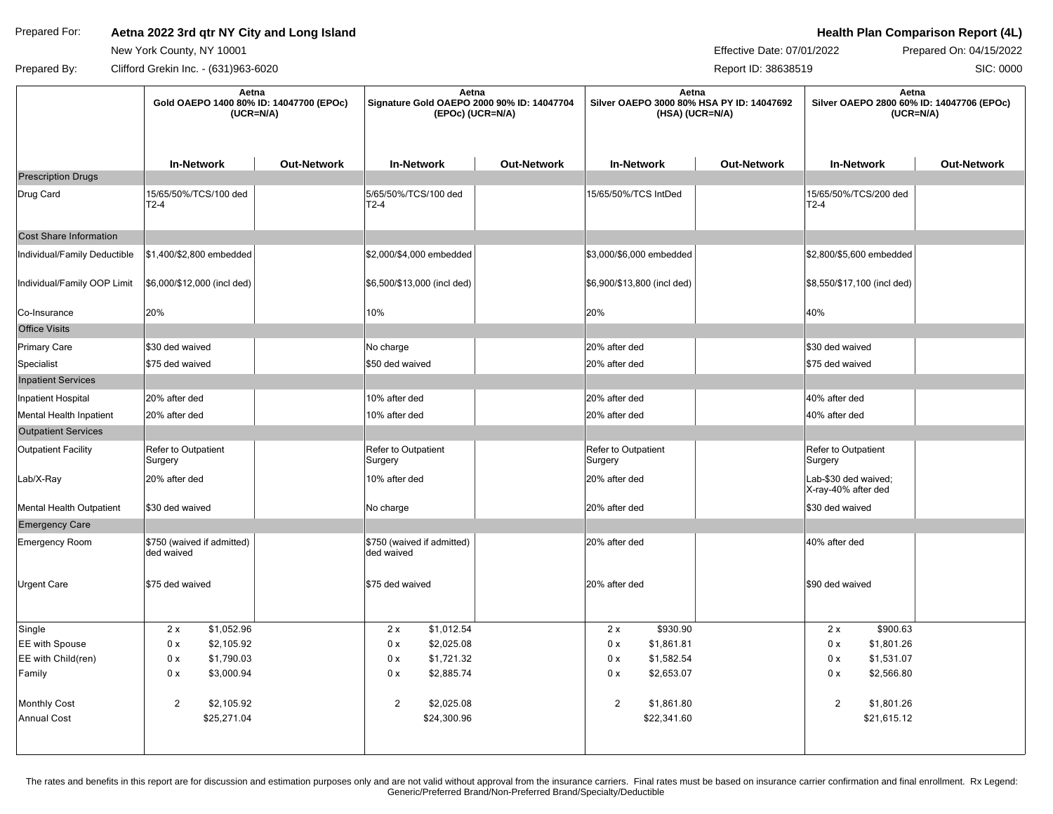**Prepared For:** **Aetna 2022 3rd qtr NY City and Long Island**
New York County, NY 10001
**Prepared By:** Clifford Grekin Inc. - (631)963-6020

**Health Plan Comparison Report (4L)**
Effective Date: 07/01/2022 | Prepared On: 04/15/2022
Report ID: 38638519 | SIC: 0000

| | Aetna Gold OAEPO 1400 80% ID: 14047700 (EPOc) (UCR=N/A) | | Aetna Signature Gold OAEPO 2000 90% ID: 14047704 (EPOc) (UCR=N/A) | | Aetna Silver OAEPO 3000 80% HSA PY ID: 14047692 (HSA) (UCR=N/A) | | Aetna Silver OAEPO 2800 60% ID: 14047706 (EPOc) (UCR=N/A) | |
|---|---|---|---|---|---|---|---|---|
| | **In-Network** | **Out-Network** | **In-Network** | **Out-Network** | **In-Network** | **Out-Network** | **In-Network** | **Out-Network** |
| **Prescription Drugs** | | | | | | | | |
| Drug Card | 15/65/50%/TCS/100 ded T2-4 | | 5/65/50%/TCS/100 ded T2-4 | | 15/65/50%/TCS IntDed | | 15/65/50%/TCS/200 ded T2-4 | |
| **Cost Share Information** | | | | | | | | |
| Individual/Family Deductible | $1,400/$2,800 embedded | | $2,000/$4,000 embedded | | $3,000/$6,000 embedded | | $2,800/$5,600 embedded | |
| Individual/Family OOP Limit | $6,000/$12,000 (incl ded) | | $6,500/$13,000 (incl ded) | | $6,900/$13,800 (incl ded) | | $8,550/$17,100 (incl ded) | |
| Co-Insurance | 20% | | 10% | | 20% | | 40% | |
| **Office Visits** | | | | | | | | |
| Primary Care | $30 ded waived | | No charge | | 20% after ded | | $30 ded waived | |
| Specialist | $75 ded waived | | $50 ded waived | | 20% after ded | | $75 ded waived | |
| **Inpatient Services** | | | | | | | | |
| Inpatient Hospital | 20% after ded | | 10% after ded | | 20% after ded | | 40% after ded | |
| Mental Health Inpatient | 20% after ded | | 10% after ded | | 20% after ded | | 40% after ded | |
| **Outpatient Services** | | | | | | | | |
| Outpatient Facility | Refer to Outpatient Surgery | | Refer to Outpatient Surgery | | Refer to Outpatient Surgery | | Refer to Outpatient Surgery | |
| Lab/X-Ray | 20% after ded | | 10% after ded | | 20% after ded | | Lab-$30 ded waived; X-ray-40% after ded | |
| Mental Health Outpatient | $30 ded waived | | No charge | | 20% after ded | | $30 ded waived | |
| **Emergency Care** | | | | | | | | |
| Emergency Room | $750 (waived if admitted) ded waived | | $750 (waived if admitted) ded waived | | 20% after ded | | 40% after ded | |
| Urgent Care | $75 ded waived | | $75 ded waived | | 20% after ded | | $90 ded waived | |
| Single | 2 x $1,052.96 | | 2 x $1,012.54 | | 2 x $930.90 | | 2 x $900.63 | |
| EE with Spouse | 0 x $2,105.92 | | 0 x $2,025.08 | | 0 x $1,861.81 | | 0 x $1,801.26 | |
| EE with Child(ren) | 0 x $1,790.03 | | 0 x $1,721.32 | | 0 x $1,582.54 | | 0 x $1,531.07 | |
| Family | 0 x $3,000.94 | | 0 x $2,885.74 | | 0 x $2,653.07 | | 0 x $2,566.80 | |
| Monthly Cost | 2 $2,105.92 | | 2 $2,025.08 | | 2 $1,861.80 | | 2 $1,801.26 | |
| Annual Cost | $25,271.04 | | $24,300.96 | | $22,341.60 | | $21,615.12 | |

The rates and benefits in this report are for discussion and estimation purposes only and are not valid without approval from the insurance carriers. Final rates must be based on insurance carrier confirmation and final enrollment. Rx Legend: Generic/Preferred Brand/Non-Preferred Brand/Specialty/Deductible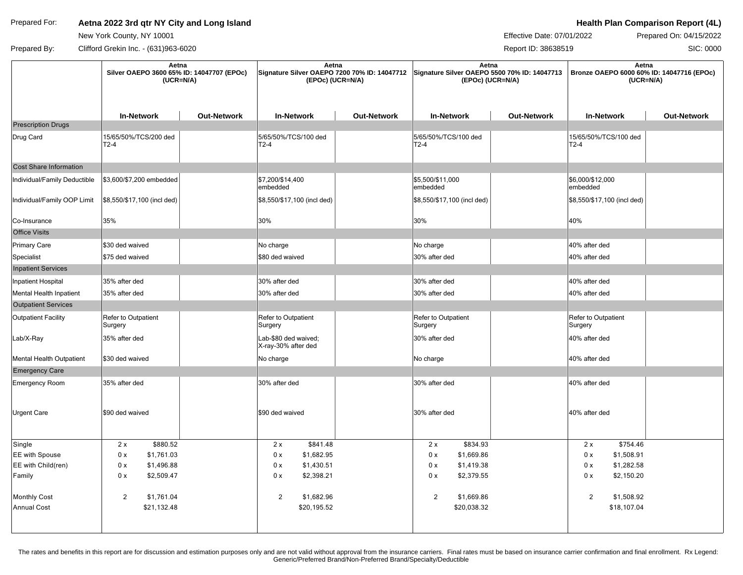| Prepared For: | **Aetna 2022 3rd qtr NY City and Long Island** | **Health Plan Comparison Report (4L)** |
|---|---|---|
| | New York County, NY 10001 | Effective Date: 07/01/2022 — Prepared On: 04/15/2022 |
| Prepared By: | Clifford Grekin Inc. - (631)963-6020 | Report ID: 38638519 — SIC: 0000 |

| | Aetna Silver OAEPO 3600 65% ID: 14047707 (EPOc) (UCR=N/A) | | Aetna Signature Silver OAEPO 7200 70% ID: 14047712 (EPOc) (UCR=N/A) | | Aetna Signature Silver OAEPO 5500 70% ID: 14047713 (EPOc) (UCR=N/A) | | Aetna Bronze OAEPO 6000 60% ID: 14047716 (EPOc) (UCR=N/A) | |
|---|---|---|---|---|---|---|---|---|
| | **In-Network** | **Out-Network** | **In-Network** | **Out-Network** | **In-Network** | **Out-Network** | **In-Network** | **Out-Network** |
| **Prescription Drugs** | | | | | | | | |
| Drug Card | 15/65/50%/TCS/200 ded T2-4 | | 5/65/50%/TCS/100 ded T2-4 | | 5/65/50%/TCS/100 ded T2-4 | | 15/65/50%/TCS/100 ded T2-4 | |
| **Cost Share Information** | | | | | | | | |
| Individual/Family Deductible | $3,600/$7,200 embedded | | $7,200/$14,400 embedded | | $5,500/$11,000 embedded | | $6,000/$12,000 embedded | |
| Individual/Family OOP Limit | $8,550/$17,100 (incl ded) | | $8,550/$17,100 (incl ded) | | $8,550/$17,100 (incl ded) | | $8,550/$17,100 (incl ded) | |
| Co-Insurance | 35% | | 30% | | 30% | | 40% | |
| **Office Visits** | | | | | | | | |
| Primary Care | $30 ded waived | | No charge | | No charge | | 40% after ded | |
| Specialist | $75 ded waived | | $80 ded waived | | 30% after ded | | 40% after ded | |
| **Inpatient Services** | | | | | | | | |
| Inpatient Hospital | 35% after ded | | 30% after ded | | 30% after ded | | 40% after ded | |
| Mental Health Inpatient | 35% after ded | | 30% after ded | | 30% after ded | | 40% after ded | |
| **Outpatient Services** | | | | | | | | |
| Outpatient Facility | Refer to Outpatient Surgery | | Refer to Outpatient Surgery | | Refer to Outpatient Surgery | | Refer to Outpatient Surgery | |
| Lab/X-Ray | 35% after ded | | Lab-$80 ded waived; X-ray-30% after ded | | 30% after ded | | 40% after ded | |
| Mental Health Outpatient | $30 ded waived | | No charge | | No charge | | 40% after ded | |
| **Emergency Care** | | | | | | | | |
| Emergency Room | 35% after ded | | 30% after ded | | 30% after ded | | 40% after ded | |
| Urgent Care | $90 ded waived | | $90 ded waived | | 30% after ded | | 40% after ded | |
| Single | 2 x $880.52 | | 2 x $841.48 | | 2 x $834.93 | | 2 x $754.46 | |
| EE with Spouse | 0 x $1,761.03 | | 0 x $1,682.95 | | 0 x $1,669.86 | | 0 x $1,508.91 | |
| EE with Child(ren) | 0 x $1,496.88 | | 0 x $1,430.51 | | 0 x $1,419.38 | | 0 x $1,282.58 | |
| Family | 0 x $2,509.47 | | 0 x $2,398.21 | | 0 x $2,379.55 | | 0 x $2,150.20 | |
| Monthly Cost | 2 $1,761.04 | | 2 $1,682.96 | | 2 $1,669.86 | | 2 $1,508.92 | |
| Annual Cost | $21,132.48 | | $20,195.52 | | $20,038.32 | | $18,107.04 | |

The rates and benefits in this report are for discussion and estimation purposes only and are not valid without approval from the insurance carriers. Final rates must be based on insurance carrier confirmation and final enrollment. Rx Legend: Generic/Preferred Brand/Non-Preferred Brand/Specialty/Deductible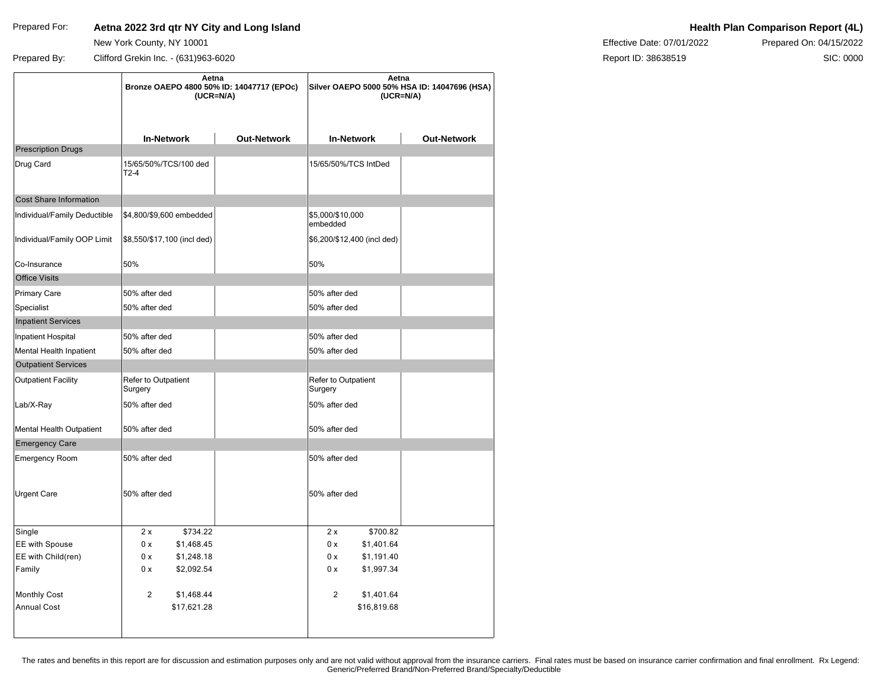Prepared For: **Aetna 2022 3rd qtr NY City and Long Island**

New York County, NY 10001

Prepared By: Clifford Grekin Inc. - (631)963-6020

**Health Plan Comparison Report (4L)**

Effective Date: 07/01/2022 | Prepared On: 04/15/2022

Report ID: 38638519 | SIC: 0000

| | Aetna Bronze OAEPO 4800 50% ID: 14047717 (EPOc) (UCR=N/A) | | Aetna Silver OAEPO 5000 50% HSA ID: 14047696 (HSA) (UCR=N/A) | |
|---|---|---|---|---|
| | **In-Network** | **Out-Network** | **In-Network** | **Out-Network** |
| **Prescription Drugs** | | | | |
| Drug Card | 15/65/50%/TCS/100 ded T2-4 | | 15/65/50%/TCS IntDed | |
| **Cost Share Information** | | | | |
| Individual/Family Deductible | $4,800/$9,600 embedded | | $5,000/$10,000 embedded | |
| Individual/Family OOP Limit | $8,550/$17,100 (incl ded) | | $6,200/$12,400 (incl ded) | |
| Co-Insurance | 50% | | 50% | |
| **Office Visits** | | | | |
| Primary Care | 50% after ded | | 50% after ded | |
| Specialist | 50% after ded | | 50% after ded | |
| **Inpatient Services** | | | | |
| Inpatient Hospital | 50% after ded | | 50% after ded | |
| Mental Health Inpatient | 50% after ded | | 50% after ded | |
| **Outpatient Services** | | | | |
| Outpatient Facility | Refer to Outpatient Surgery | | Refer to Outpatient Surgery | |
| Lab/X-Ray | 50% after ded | | 50% after ded | |
| Mental Health Outpatient | 50% after ded | | 50% after ded | |
| **Emergency Care** | | | | |
| Emergency Room | 50% after ded | | 50% after ded | |
| Urgent Care | 50% after ded | | 50% after ded | |
| Single | 2 x $734.22 | | 2 x $700.82 | |
| EE with Spouse | 0 x $1,468.45 | | 0 x $1,401.64 | |
| EE with Child(ren) | 0 x $1,248.18 | | 0 x $1,191.40 | |
| Family | 0 x $2,092.54 | | 0 x $1,997.34 | |
| Monthly Cost | 2 $1,468.44 | | 2 $1,401.64 | |
| Annual Cost | $17,621.28 | | $16,819.68 | |

The rates and benefits in this report are for discussion and estimation purposes only and are not valid without approval from the insurance carriers. Final rates must be based on insurance carrier confirmation and final enrollment. Rx Legend: Generic/Preferred Brand/Non-Preferred Brand/Specialty/Deductible